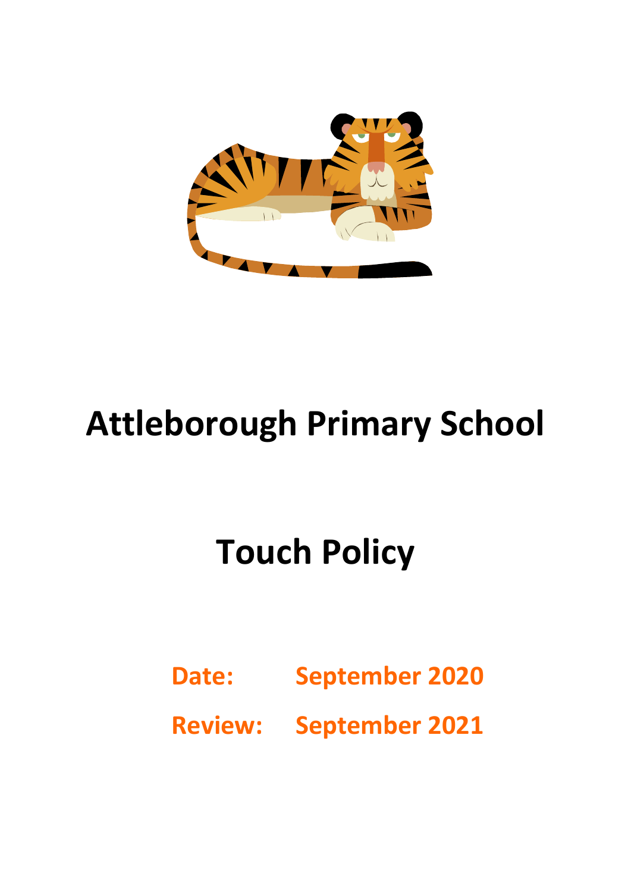# Attleborough Primary School

# Touch Policy

**Date:** September 2020

**Review:** September 2021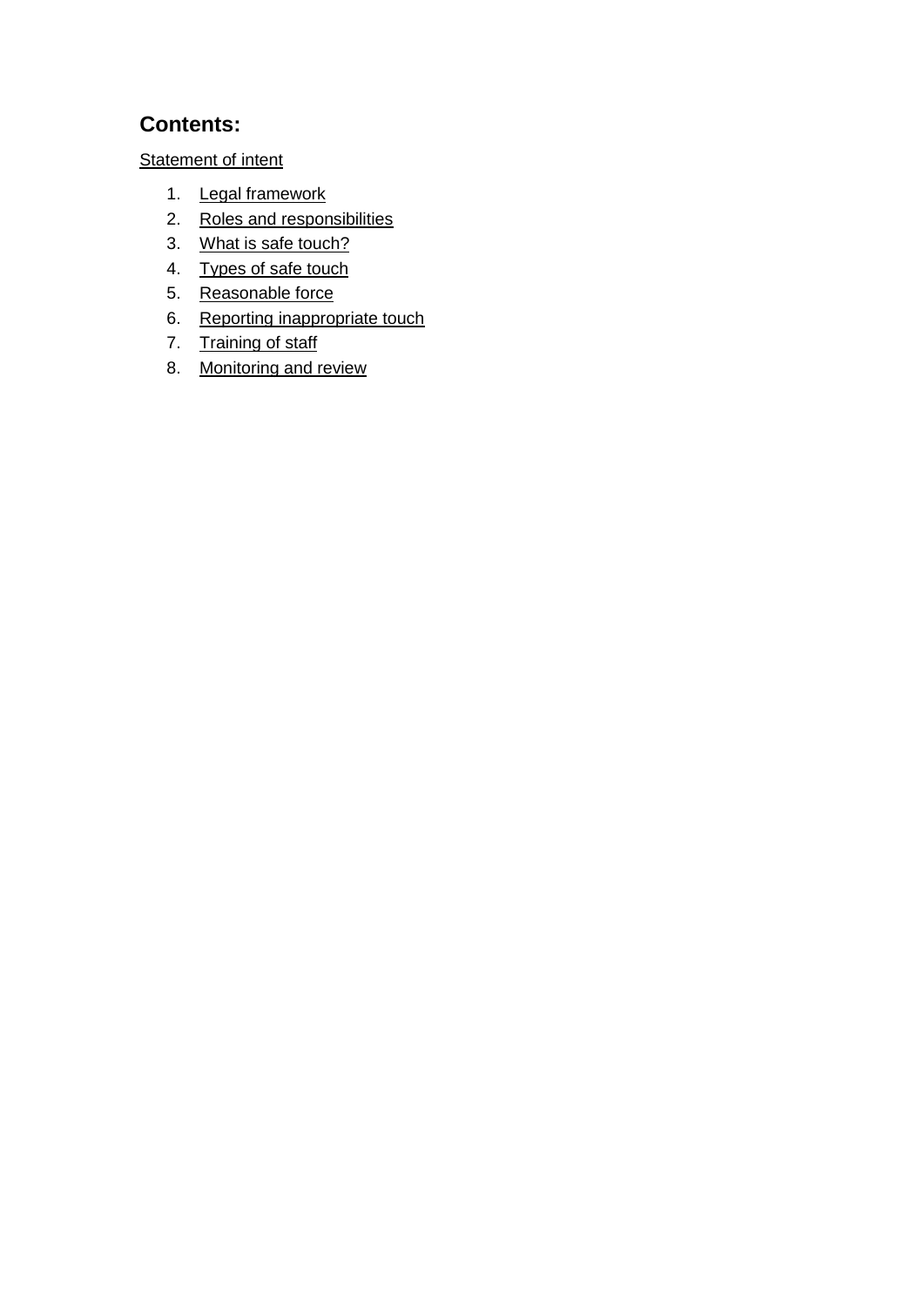## Contents:

Statement of intent

1. Legal framework
2. Roles and responsibilities
3. What is safe touch?
4. Types of safe touch
5. Reasonable force
6. Reporting inappropriate touch
7. Training of staff
8. Monitoring and review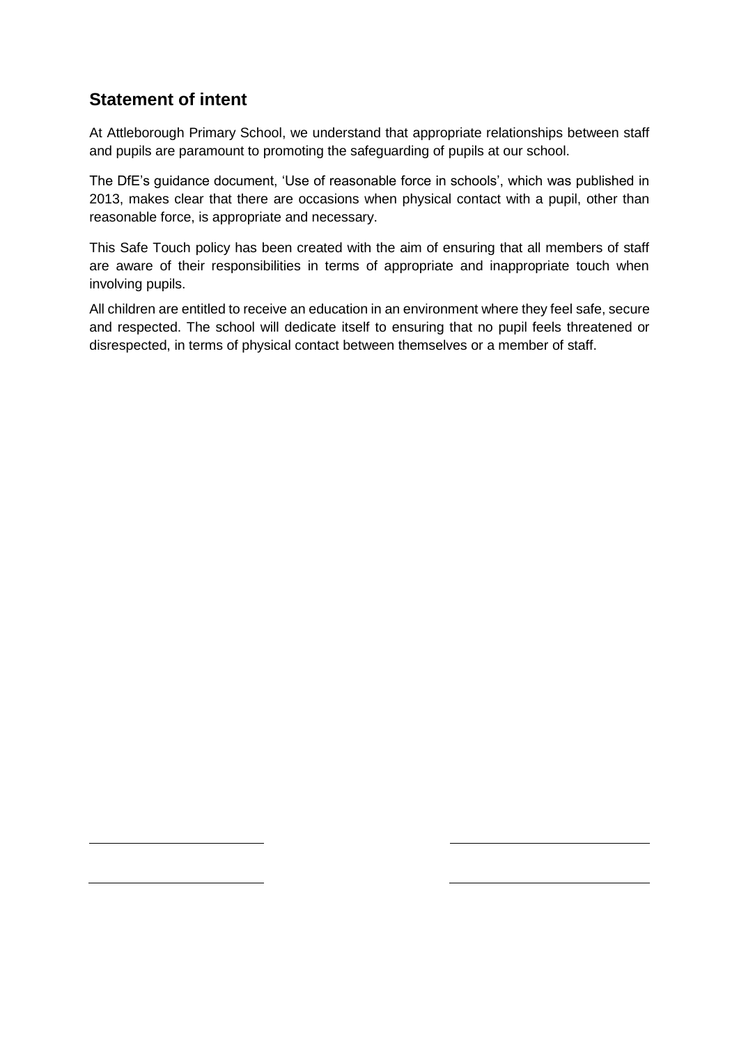## Statement of intent

At Attleborough Primary School, we understand that appropriate relationships between staff and pupils are paramount to promoting the safeguarding of pupils at our school.

The DfE's guidance document, 'Use of reasonable force in schools', which was published in 2013, makes clear that there are occasions when physical contact with a pupil, other than reasonable force, is appropriate and necessary.

This Safe Touch policy has been created with the aim of ensuring that all members of staff are aware of their responsibilities in terms of appropriate and inappropriate touch when involving pupils.

All children are entitled to receive an education in an environment where they feel safe, secure and respected. The school will dedicate itself to ensuring that no pupil feels threatened or disrespected, in terms of physical contact between themselves or a member of staff.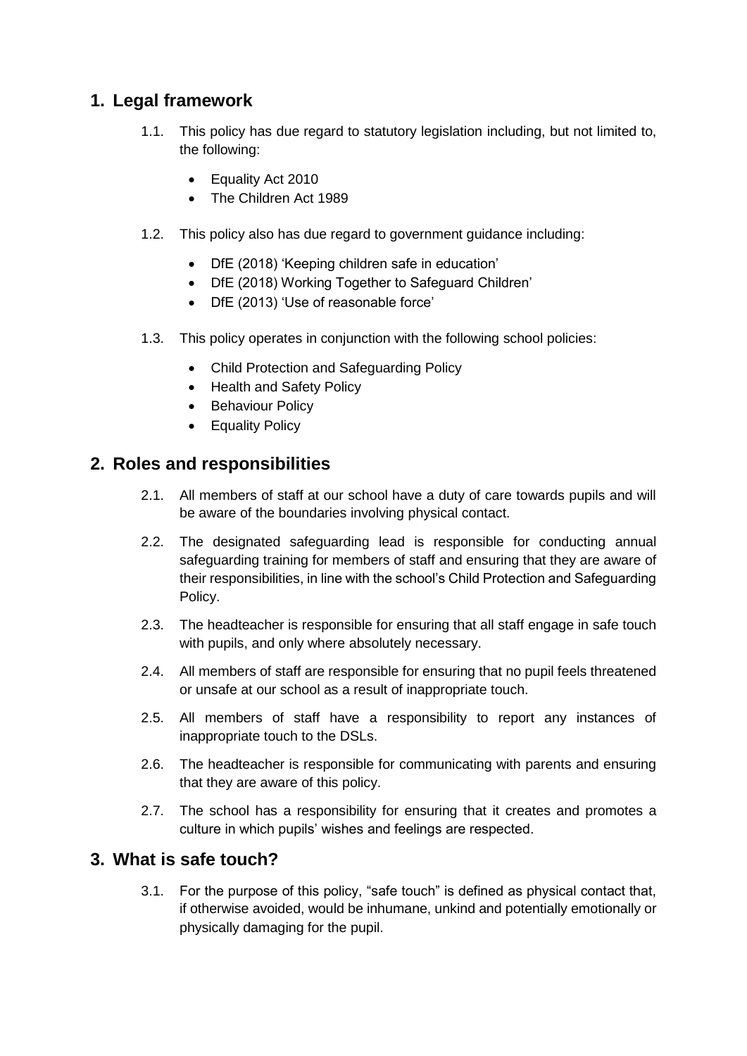## 1. Legal framework

1.1. This policy has due regard to statutory legislation including, but not limited to, the following:

- Equality Act 2010
- The Children Act 1989

1.2. This policy also has due regard to government guidance including:

- DfE (2018) 'Keeping children safe in education'
- DfE (2018) Working Together to Safeguard Children'
- DfE (2013) 'Use of reasonable force'

1.3. This policy operates in conjunction with the following school policies:

- Child Protection and Safeguarding Policy
- Health and Safety Policy
- Behaviour Policy
- Equality Policy

## 2. Roles and responsibilities

2.1. All members of staff at our school have a duty of care towards pupils and will be aware of the boundaries involving physical contact.

2.2. The designated safeguarding lead is responsible for conducting annual safeguarding training for members of staff and ensuring that they are aware of their responsibilities, in line with the school's Child Protection and Safeguarding Policy.

2.3. The headteacher is responsible for ensuring that all staff engage in safe touch with pupils, and only where absolutely necessary.

2.4. All members of staff are responsible for ensuring that no pupil feels threatened or unsafe at our school as a result of inappropriate touch.

2.5. All members of staff have a responsibility to report any instances of inappropriate touch to the DSLs.

2.6. The headteacher is responsible for communicating with parents and ensuring that they are aware of this policy.

2.7. The school has a responsibility for ensuring that it creates and promotes a culture in which pupils' wishes and feelings are respected.

## 3. What is safe touch?

3.1. For the purpose of this policy, "safe touch" is defined as physical contact that, if otherwise avoided, would be inhumane, unkind and potentially emotionally or physically damaging for the pupil.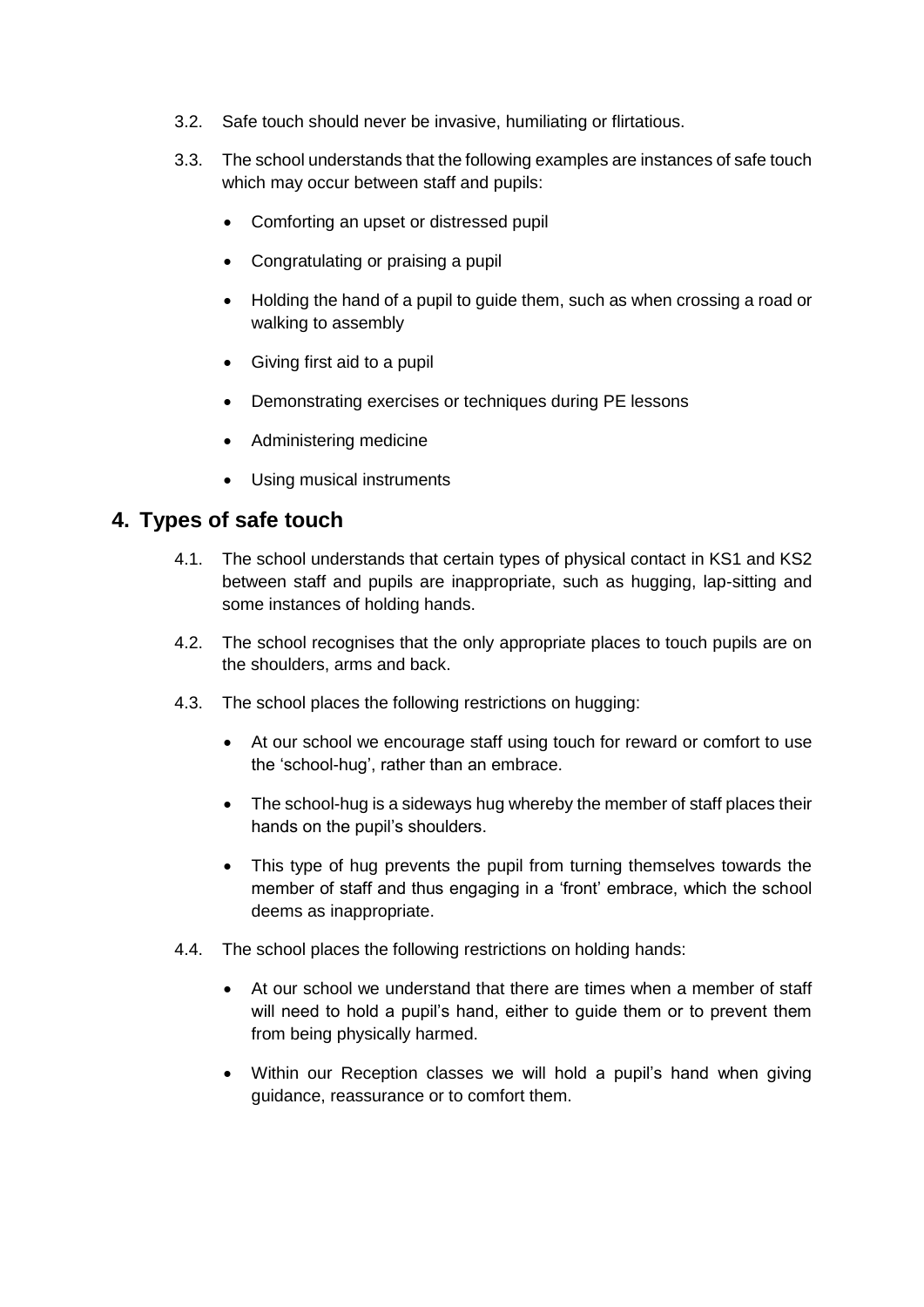3.2. Safe touch should never be invasive, humiliating or flirtatious.

3.3. The school understands that the following examples are instances of safe touch which may occur between staff and pupils:

- Comforting an upset or distressed pupil
- Congratulating or praising a pupil
- Holding the hand of a pupil to guide them, such as when crossing a road or walking to assembly
- Giving first aid to a pupil
- Demonstrating exercises or techniques during PE lessons
- Administering medicine
- Using musical instruments

## 4. Types of safe touch

4.1. The school understands that certain types of physical contact in KS1 and KS2 between staff and pupils are inappropriate, such as hugging, lap-sitting and some instances of holding hands.

4.2. The school recognises that the only appropriate places to touch pupils are on the shoulders, arms and back.

4.3. The school places the following restrictions on hugging:

- At our school we encourage staff using touch for reward or comfort to use the 'school-hug', rather than an embrace.
- The school-hug is a sideways hug whereby the member of staff places their hands on the pupil's shoulders.
- This type of hug prevents the pupil from turning themselves towards the member of staff and thus engaging in a 'front' embrace, which the school deems as inappropriate.

4.4. The school places the following restrictions on holding hands:

- At our school we understand that there are times when a member of staff will need to hold a pupil's hand, either to guide them or to prevent them from being physically harmed.
- Within our Reception classes we will hold a pupil's hand when giving guidance, reassurance or to comfort them.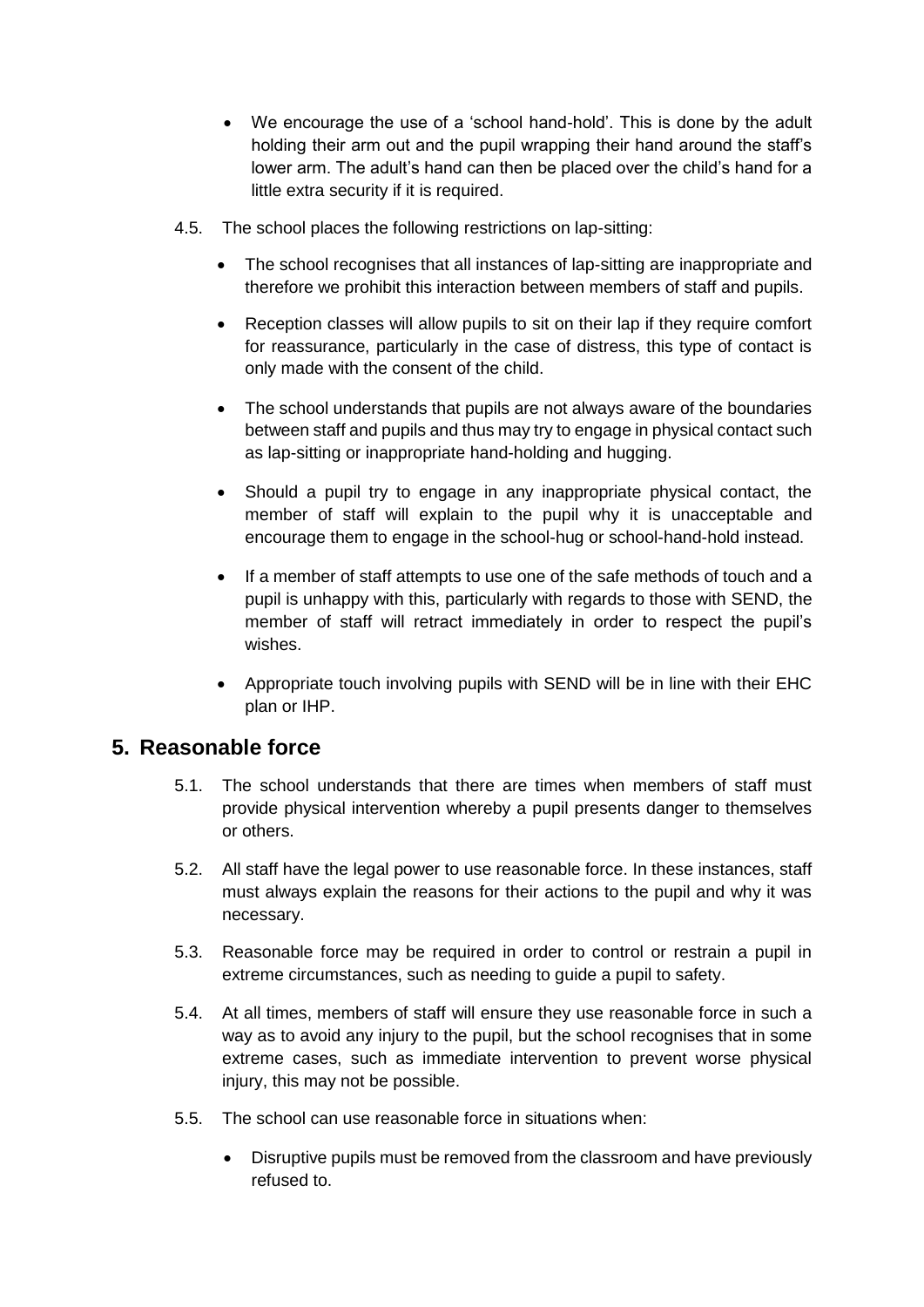- We encourage the use of a 'school hand-hold'. This is done by the adult holding their arm out and the pupil wrapping their hand around the staff's lower arm. The adult's hand can then be placed over the child's hand for a little extra security if it is required.

4.5. The school places the following restrictions on lap-sitting:

- The school recognises that all instances of lap-sitting are inappropriate and therefore we prohibit this interaction between members of staff and pupils.
- Reception classes will allow pupils to sit on their lap if they require comfort for reassurance, particularly in the case of distress, this type of contact is only made with the consent of the child.
- The school understands that pupils are not always aware of the boundaries between staff and pupils and thus may try to engage in physical contact such as lap-sitting or inappropriate hand-holding and hugging.
- Should a pupil try to engage in any inappropriate physical contact, the member of staff will explain to the pupil why it is unacceptable and encourage them to engage in the school-hug or school-hand-hold instead.
- If a member of staff attempts to use one of the safe methods of touch and a pupil is unhappy with this, particularly with regards to those with SEND, the member of staff will retract immediately in order to respect the pupil's wishes.
- Appropriate touch involving pupils with SEND will be in line with their EHC plan or IHP.

## 5. Reasonable force

5.1. The school understands that there are times when members of staff must provide physical intervention whereby a pupil presents danger to themselves or others.

5.2. All staff have the legal power to use reasonable force. In these instances, staff must always explain the reasons for their actions to the pupil and why it was necessary.

5.3. Reasonable force may be required in order to control or restrain a pupil in extreme circumstances, such as needing to guide a pupil to safety.

5.4. At all times, members of staff will ensure they use reasonable force in such a way as to avoid any injury to the pupil, but the school recognises that in some extreme cases, such as immediate intervention to prevent worse physical injury, this may not be possible.

5.5. The school can use reasonable force in situations when:

- Disruptive pupils must be removed from the classroom and have previously refused to.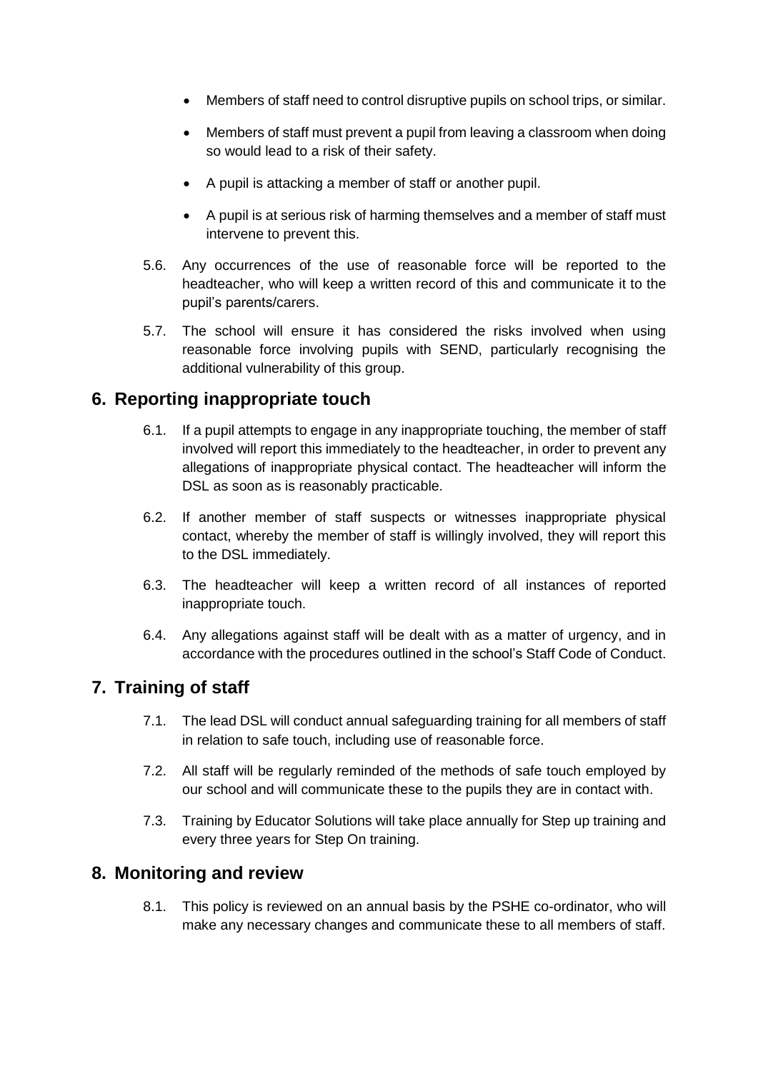- Members of staff need to control disruptive pupils on school trips, or similar.
- Members of staff must prevent a pupil from leaving a classroom when doing so would lead to a risk of their safety.
- A pupil is attacking a member of staff or another pupil.
- A pupil is at serious risk of harming themselves and a member of staff must intervene to prevent this.

5.6. Any occurrences of the use of reasonable force will be reported to the headteacher, who will keep a written record of this and communicate it to the pupil's parents/carers.

5.7. The school will ensure it has considered the risks involved when using reasonable force involving pupils with SEND, particularly recognising the additional vulnerability of this group.

## 6. Reporting inappropriate touch

6.1. If a pupil attempts to engage in any inappropriate touching, the member of staff involved will report this immediately to the headteacher, in order to prevent any allegations of inappropriate physical contact. The headteacher will inform the DSL as soon as is reasonably practicable.

6.2. If another member of staff suspects or witnesses inappropriate physical contact, whereby the member of staff is willingly involved, they will report this to the DSL immediately.

6.3. The headteacher will keep a written record of all instances of reported inappropriate touch.

6.4. Any allegations against staff will be dealt with as a matter of urgency, and in accordance with the procedures outlined in the school's Staff Code of Conduct.

## 7. Training of staff

7.1. The lead DSL will conduct annual safeguarding training for all members of staff in relation to safe touch, including use of reasonable force.

7.2. All staff will be regularly reminded of the methods of safe touch employed by our school and will communicate these to the pupils they are in contact with.

7.3. Training by Educator Solutions will take place annually for Step up training and every three years for Step On training.

## 8. Monitoring and review

8.1. This policy is reviewed on an annual basis by the PSHE co-ordinator, who will make any necessary changes and communicate these to all members of staff.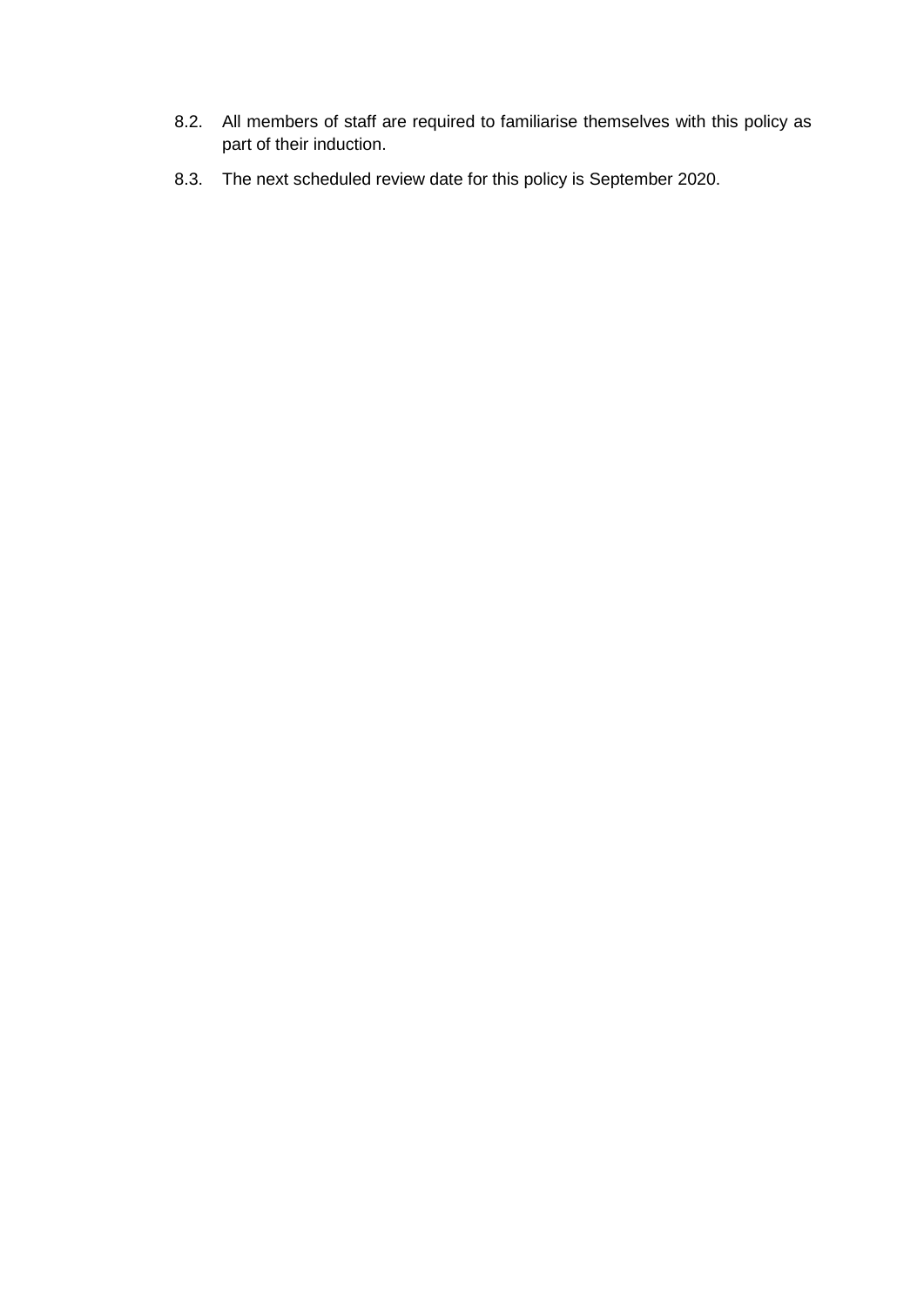8.2. All members of staff are required to familiarise themselves with this policy as part of their induction.

8.3. The next scheduled review date for this policy is September 2020.